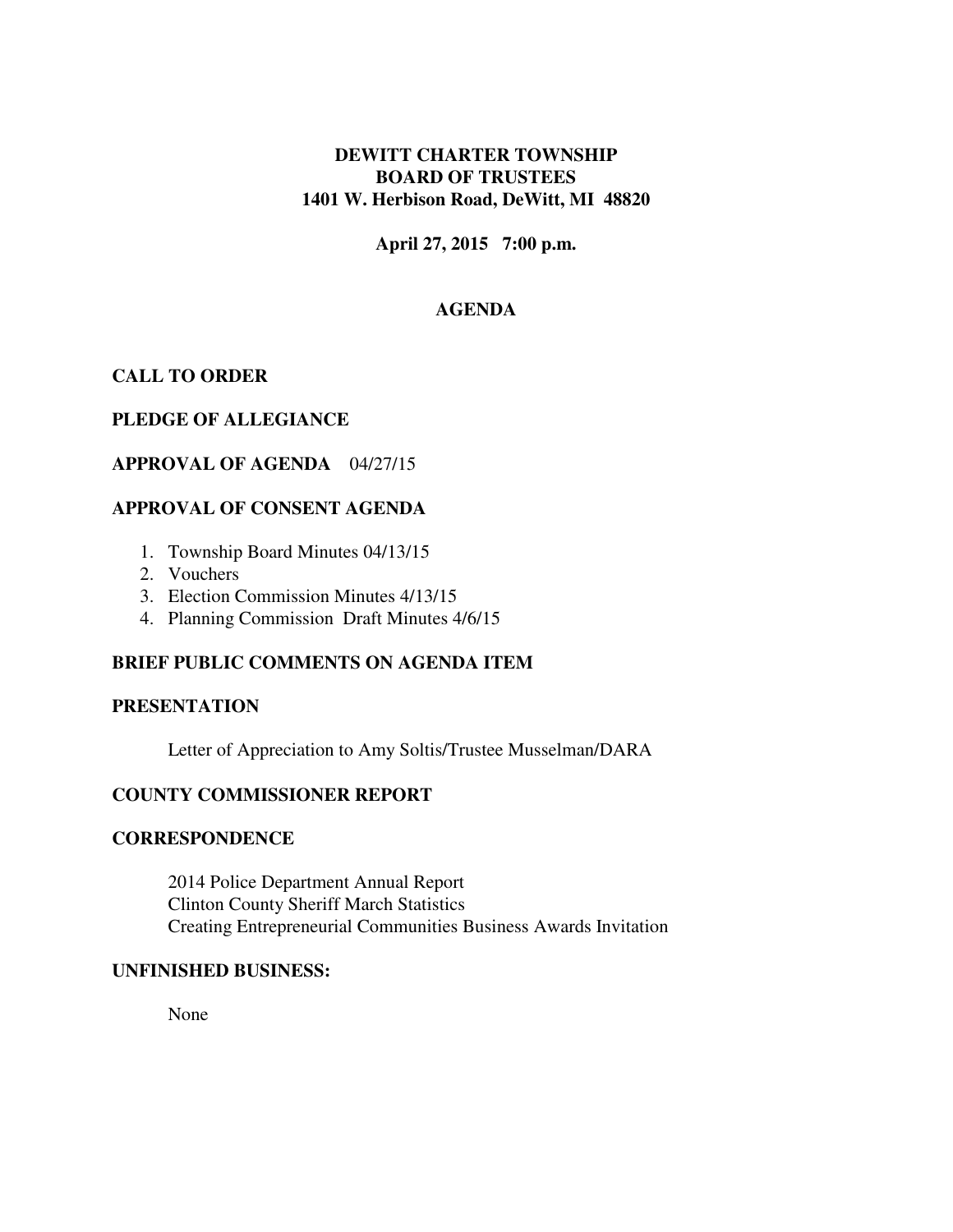**DEWITT CHARTER TOWNSHIP**
**BOARD OF TRUSTEES**
**1401 W. Herbison Road, DeWitt, MI 48820**

**April 27, 2015 7:00 p.m.**

# AGENDA

## CALL TO ORDER

## PLEDGE OF ALLEGIANCE

## APPROVAL OF AGENDA 04/27/15

## APPROVAL OF CONSENT AGENDA

1. Township Board Minutes 04/13/15
2. Vouchers
3. Election Commission Minutes 4/13/15
4. Planning Commission Draft Minutes 4/6/15

## BRIEF PUBLIC COMMENTS ON AGENDA ITEM

## PRESENTATION

Letter of Appreciation to Amy Soltis/Trustee Musselman/DARA

## COUNTY COMMISSIONER REPORT

## CORRESPONDENCE

2014 Police Department Annual Report
Clinton County Sheriff March Statistics
Creating Entrepreneurial Communities Business Awards Invitation

## UNFINISHED BUSINESS:

None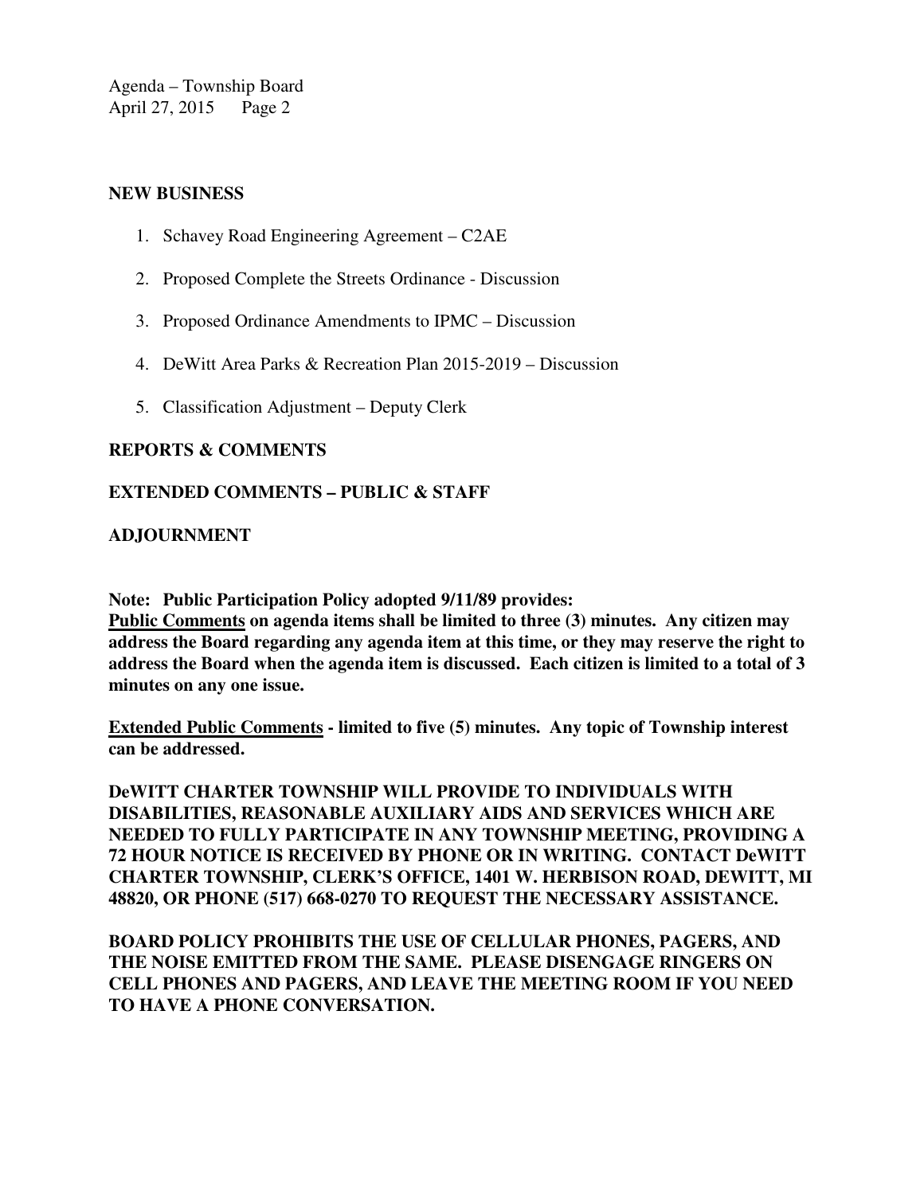**NEW BUSINESS**

1. Schavey Road Engineering Agreement – C2AE
2. Proposed Complete the Streets Ordinance - Discussion
3. Proposed Ordinance Amendments to IPMC – Discussion
4. DeWitt Area Parks & Recreation Plan 2015-2019 – Discussion
5. Classification Adjustment – Deputy Clerk

**REPORTS & COMMENTS**

**EXTENDED COMMENTS – PUBLIC & STAFF**

**ADJOURNMENT**

**Note: Public Participation Policy adopted 9/11/89 provides:**
**Public Comments on agenda items shall be limited to three (3) minutes. Any citizen may address the Board regarding any agenda item at this time, or they may reserve the right to address the Board when the agenda item is discussed. Each citizen is limited to a total of 3 minutes on any one issue.**

**Extended Public Comments - limited to five (5) minutes. Any topic of Township interest can be addressed.**

**DeWITT CHARTER TOWNSHIP WILL PROVIDE TO INDIVIDUALS WITH DISABILITIES, REASONABLE AUXILIARY AIDS AND SERVICES WHICH ARE NEEDED TO FULLY PARTICIPATE IN ANY TOWNSHIP MEETING, PROVIDING A 72 HOUR NOTICE IS RECEIVED BY PHONE OR IN WRITING. CONTACT DeWITT CHARTER TOWNSHIP, CLERK'S OFFICE, 1401 W. HERBISON ROAD, DEWITT, MI 48820, OR PHONE (517) 668-0270 TO REQUEST THE NECESSARY ASSISTANCE.**

**BOARD POLICY PROHIBITS THE USE OF CELLULAR PHONES, PAGERS, AND THE NOISE EMITTED FROM THE SAME. PLEASE DISENGAGE RINGERS ON CELL PHONES AND PAGERS, AND LEAVE THE MEETING ROOM IF YOU NEED TO HAVE A PHONE CONVERSATION.**